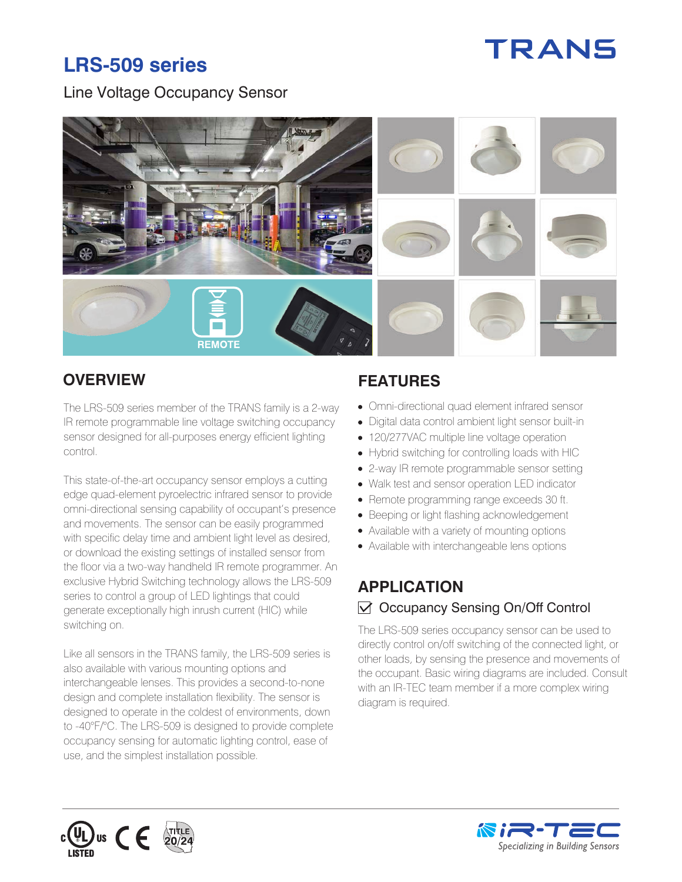# LRS-509 series

Line Voltage Occupancy Sensor

## OVERVIEW

The LRS-509 series member of the TRANS family is a 2-way IR remote programmable line voltage switching occupancy sensor designed for all-purposes energy efficient lighting control.

This state-of-the-art occupancy sensor employs a cutting edge quad-element pyroelectric infrared sensor to provide omni-directional sensing capability of occupant's presence and movements. The sensor can be easily programmed with specific delay time and ambient light level as desired, or download the existing settings of installed sensor from the floor via a two-way handheld IR remote programmer. An exclusive Hybrid Switching technology allows the LRS-509 series to control a group of LED lightings that could generate exceptionally high inrush current (HIC) while switching on.

Like all sensors in the TRANS family, the LRS-509 series is also available with various mounting options and interchangeable lenses. This provides a second-to-none design and complete installation flexibility. The sensor is designed to operate in the coldest of environments, down to -40°F/°C. The LRS-509 is designed to provide complete occupancy sensing for automatic lighting control, ease of use, and the simplest installation possible.

## FEATURES

- Omni-directional quad element infrared sensor
- Digital data control ambient light sensor built-in
- 120/277VAC multiple line voltage operation
- Hybrid switching for controlling loads with HIC
- 2-way IR remote programmable sensor setting
- Walk test and sensor operation LED indicator
- Remote programming range exceeds 30 ft.
- Beeping or light flashing acknowledgement
- Available with a variety of mounting options
- Available with interchangeable lens options

## APPLICATION

### ☑ Occupancy Sensing On/Off Control

The LRS-509 series occupancy sensor can be used to directly control on/off switching of the connected light, or other loads, by sensing the presence and movements of the occupant. Basic wiring diagrams are included. Consult with an IR-TEC team member if a more complex wiring diagram is required.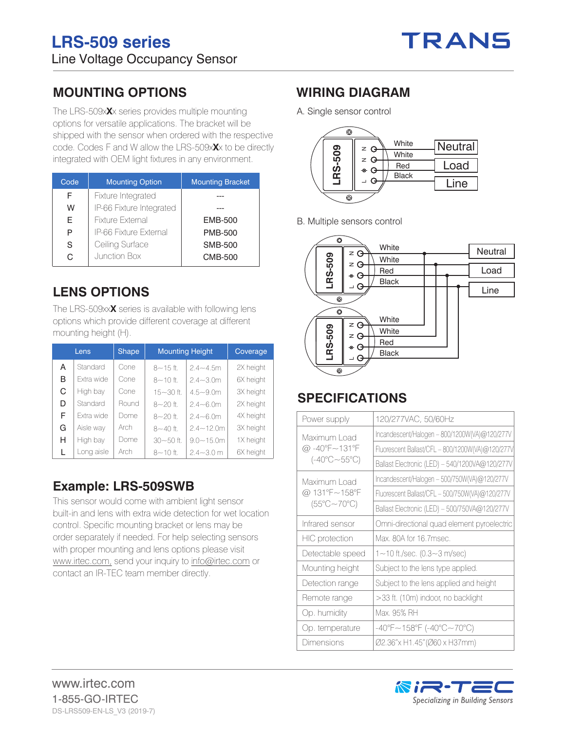# LRS-509 series

Line Voltage Occupancy Sensor

## MOUNTING OPTIONS

The LRS-509x**X**x series provides multiple mounting options for versatile applications. The bracket will be shipped with the sensor when ordered with the respective code. Codes F and W allow the LRS-509x**X**x to be directly integrated with OEM light fixtures in any environment.

| Code | Mounting Option | Mounting Bracket |
|---|---|---|
| F | Fixture Integrated | --- |
| W | IP-66 Fixture Integrated | --- |
| E | Fixture External | EMB-500 |
| P | IP-66 Fixture External | PMB-500 |
| S | Ceiling Surface | SMB-500 |
| C | Junction Box | CMB-500 |

## LENS OPTIONS

The LRS-509xx**X** series is available with following lens options which provide different coverage at different mounting height (H).

| Lens | | Shape | Mounting Height | | Coverage |
|---|---|---|---|---|---|
| A | Standard | Cone | 8~15 ft. | 2.4~4.5m | 2X height |
| B | Extra wide | Cone | 8~10 ft. | 2.4~3.0m | 6X height |
| C | High bay | Cone | 15~30 ft. | 4.5~9.0m | 3X height |
| D | Standard | Round | 8~20 ft. | 2.4~6.0m | 2X height |
| F | Extra wide | Dome | 8~20 ft. | 2.4~6.0m | 4X height |
| G | Aisle way | Arch | 8~40 ft. | 2.4~12.0m | 3X height |
| H | High bay | Dome | 30~50 ft. | 9.0~15.0m | 1X height |
| L | Long aisle | Arch | 8~10 ft. | 2.4~3.0 m | 6X height |

## Example: LRS-509SWB

This sensor would come with ambient light sensor built-in and lens with extra wide detection for wet location control. Specific mounting bracket or lens may be order separately if needed. For help selecting sensors with proper mounting and lens options please visit www.irtec.com, send your inquiry to info@irtec.com or contact an IR-TEC team member directly.

## WIRING DIAGRAM

A. Single sensor control

LRS-509
N White — Neutral
N White — Load
Red
L Black — Line

B. Multiple sensors control

LRS-509
White, White, Red, Black
Neutral
Load
Line

LRS-509
White, White, Red, Black

## SPECIFICATIONS

| | |
|---|---|
| Power supply | 120/277VAC, 50/60Hz |
| Maximum Load @ -40°F~131°F (-40°C~55°C) | Incandescent/Halogen – 800/1200W(VA)@120/277V |
| | Fluorescent Ballast/CFL – 800/1200W(VA)@120/277V |
| | Ballast Electronic (LED) – 540/1200VA@120/277V |
| Maximum Load @ 131°F~158°F (55°C~70°C) | Incandescent/Halogen – 500/750W(VA)@120/277V |
| | Fluorescent Ballast/CFL – 500/750W(VA)@120/277V |
| | Ballast Electronic (LED) – 500/750VA@120/277V |
| Infrared sensor | Omni-directional quad element pyroelectric |
| HIC protection | Max. 80A for 16.7msec. |
| Detectable speed | 1~10 ft./sec. (0.3~3 m/sec) |
| Mounting height | Subject to the lens type applied. |
| Detection range | Subject to the lens applied and height |
| Remote range | >33 ft. (10m) indoor, no backlight |
| Op. humidity | Max. 95% RH |
| Op. temperature | -40°F~158°F (-40°C~70°C) |
| Dimensions | Ø2.36"x H1.45"(Ø60 x H37mm) |

www.irtec.com
1-855-GO-IRTEC
DS-LRS509-EN-LS_V3 (2019-7)

IR-TEC Specializing in Building Sensors